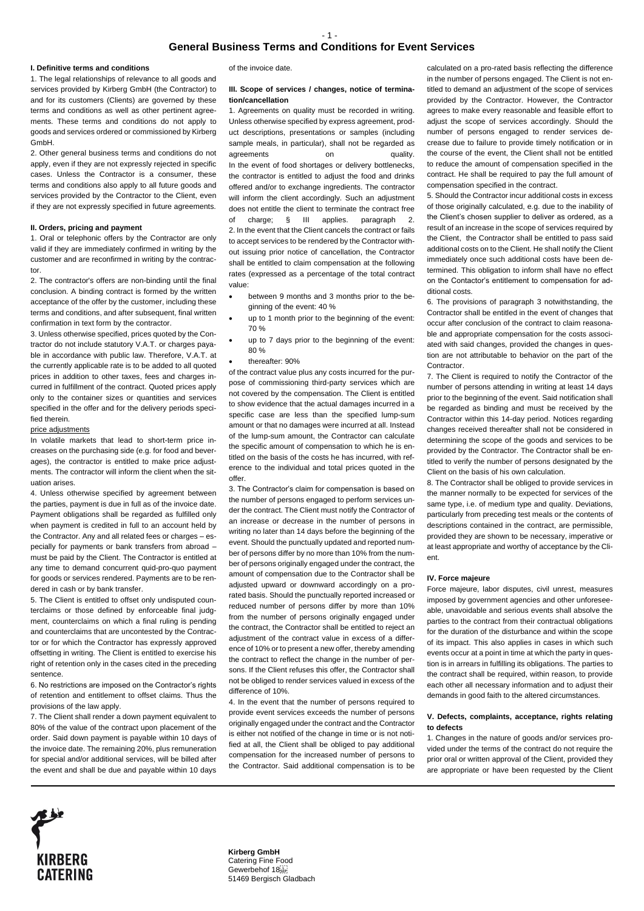# General Business Terms and Conditions for Event Services

## I. Definitive terms and conditions

1. The legal relationships of relevance to all goods and services provided by Kirberg GmbH (the Contractor) to and for its customers (Clients) are governed by these terms and conditions as well as other pertinent agreements. These terms and conditions do not apply to goods and services ordered or commissioned by Kirberg GmbH.

2. Other general business terms and conditions do not apply, even if they are not expressly rejected in specific cases. Unless the Contractor is a consumer, these terms and conditions also apply to all future goods and services provided by the Contractor to the Client, even if they are not expressly specified in future agreements.

## II. Orders, pricing and payment

1. Oral or telephonic offers by the Contractor are only valid if they are immediately confirmed in writing by the customer and are reconfirmed in writing by the contractor.

2. The contractor's offers are non-binding until the final conclusion. A binding contract is formed by the written acceptance of the offer by the customer, including these terms and conditions, and after subsequent, final written confirmation in text form by the contractor.

3. Unless otherwise specified, prices quoted by the Contractor do not include statutory V.A.T. or charges payable in accordance with public law. Therefore, V.A.T. at the currently applicable rate is to be added to all quoted prices in addition to other taxes, fees and charges incurred in fulfillment of the contract. Quoted prices apply only to the container sizes or quantities and services specified in the offer and for the delivery periods specified therein.

price adjustments

In volatile markets that lead to short-term price increases on the purchasing side (e.g. for food and beverages), the contractor is entitled to make price adjustments. The contractor will inform the client when the situation arises.

4. Unless otherwise specified by agreement between the parties, payment is due in full as of the invoice date. Payment obligations shall be regarded as fulfilled only when payment is credited in full to an account held by the Contractor. Any and all related fees or charges – especially for payments or bank transfers from abroad – must be paid by the Client. The Contractor is entitled at any time to demand concurrent quid-pro-quo payment for goods or services rendered. Payments are to be rendered in cash or by bank transfer.

5. The Client is entitled to offset only undisputed counterclaims or those defined by enforceable final judgment, counterclaims on which a final ruling is pending and counterclaims that are uncontested by the Contractor or for which the Contractor has expressly approved offsetting in writing. The Client is entitled to exercise his right of retention only in the cases cited in the preceding sentence.

6. No restrictions are imposed on the Contractor's rights of retention and entitlement to offset claims. Thus the provisions of the law apply.

7. The Client shall render a down payment equivalent to 80% of the value of the contract upon placement of the order. Said down payment is payable within 10 days of the invoice date. The remaining 20%, plus remuneration for special and/or additional services, will be billed after the event and shall be due and payable within 10 days of the invoice date.

## III. Scope of services / changes, notice of termination/cancellation

1. Agreements on quality must be recorded in writing. Unless otherwise specified by express agreement, product descriptions, presentations or samples (including sample meals, in particular), shall not be regarded as agreements on quality.
In the event of food shortages or delivery bottlenecks, the contractor is entitled to adjust the food and drinks offered and/or to exchange ingredients. The contractor will inform the client accordingly. Such an adjustment does not entitle the client to terminate the contract free of charge; § III applies. paragraph 2.

2. In the event that the Client cancels the contract or fails to accept services to be rendered by the Contractor without issuing prior notice of cancellation, the Contractor shall be entitled to claim compensation at the following rates (expressed as a percentage of the total contract value:

- between 9 months and 3 months prior to the beginning of the event: 40 %
- up to 1 month prior to the beginning of the event: 70 %
- up to 7 days prior to the beginning of the event: 80 %
- thereafter: 90%

of the contract value plus any costs incurred for the purpose of commissioning third-party services which are not covered by the compensation. The Client is entitled to show evidence that the actual damages incurred in a specific case are less than the specified lump-sum amount or that no damages were incurred at all. Instead of the lump-sum amount, the Contractor can calculate the specific amount of compensation to which he is entitled on the basis of the costs he has incurred, with reference to the individual and total prices quoted in the offer.

3. The Contractor's claim for compensation is based on the number of persons engaged to perform services under the contract. The Client must notify the Contractor of an increase or decrease in the number of persons in writing no later than 14 days before the beginning of the event. Should the punctually updated and reported number of persons differ by no more than 10% from the number of persons originally engaged under the contract, the amount of compensation due to the Contractor shall be adjusted upward or downward accordingly on a pro-rated basis. Should the punctually reported increased or reduced number of persons differ by more than 10% from the number of persons originally engaged under the contract, the Contractor shall be entitled to reject an adjustment of the contract value in excess of a difference of 10% or to present a new offer, thereby amending the contract to reflect the change in the number of persons. If the Client refuses this offer, the Contractor shall not be obliged to render services valued in excess of the difference of 10%.

4. In the event that the number of persons required to provide event services exceeds the number of persons originally engaged under the contract and the Contractor is either not notified of the change in time or is not notified at all, the Client shall be obliged to pay additional compensation for the increased number of persons to the Contractor. Said additional compensation is to be calculated on a pro-rated basis reflecting the difference in the number of persons engaged. The Client is not entitled to demand an adjustment of the scope of services provided by the Contractor. However, the Contractor agrees to make every reasonable and feasible effort to adjust the scope of services accordingly. Should the number of persons engaged to render services decrease due to failure to provide timely notification or in the course of the event, the Client shall not be entitled to reduce the amount of compensation specified in the contract. He shall be required to pay the full amount of compensation specified in the contract.

5. Should the Contractor incur additional costs in excess of those originally calculated, e.g. due to the inability of the Client's chosen supplier to deliver as ordered, as a result of an increase in the scope of services required by the Client, the Contractor shall be entitled to pass said additional costs on to the Client. He shall notify the Client immediately once such additional costs have been determined. This obligation to inform shall have no effect on the Contactor's entitlement to compensation for additional costs.

6. The provisions of paragraph 3 notwithstanding, the Contractor shall be entitled in the event of changes that occur after conclusion of the contract to claim reasonable and appropriate compensation for the costs associated with said changes, provided the changes in question are not attributable to behavior on the part of the Contractor.

7. The Client is required to notify the Contractor of the number of persons attending in writing at least 14 days prior to the beginning of the event. Said notification shall be regarded as binding and must be received by the Contractor within this 14-day period. Notices regarding changes received thereafter shall not be considered in determining the scope of the goods and services to be provided by the Contractor. The Contractor shall be entitled to verify the number of persons designated by the Client on the basis of his own calculation.

8. The Contractor shall be obliged to provide services in the manner normally to be expected for services of the same type, i.e. of medium type and quality. Deviations, particularly from preceding test meals or the contents of descriptions contained in the contract, are permissible, provided they are shown to be necessary, imperative or at least appropriate and worthy of acceptance by the Client.

## IV. Force majeure

Force majeure, labor disputes, civil unrest, measures imposed by government agencies and other unforeseeable, unavoidable and serious events shall absolve the parties to the contract from their contractual obligations for the duration of the disturbance and within the scope of its impact. This also applies in cases in which such events occur at a point in time at which the party in question is in arrears in fulfilling its obligations. The parties to the contract shall be required, within reason, to provide each other all necessary information and to adjust their demands in good faith to the altered circumstances.

## V. Defects, complaints, acceptance, rights relating to defects

1. Changes in the nature of goods and/or services provided under the terms of the contract do not require the prior oral or written approval of the Client, provided they are appropriate or have been requested by the Client

**Kirberg GmbH**
Catering Fine Food
Gewerbehof 18
51469 Bergisch Gladbach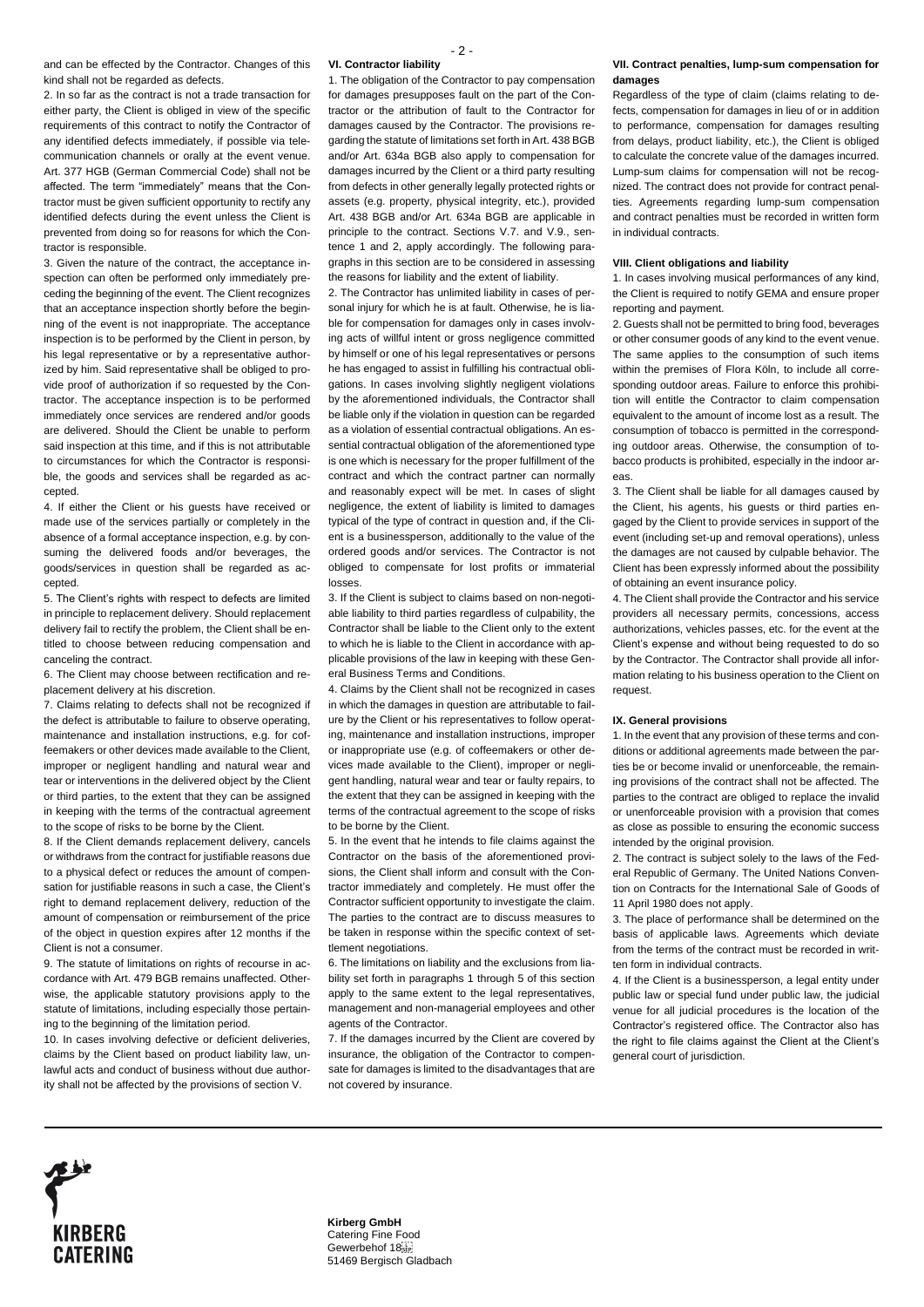and can be effected by the Contractor. Changes of this kind shall not be regarded as defects.

2. In so far as the contract is not a trade transaction for either party, the Client is obliged in view of the specific requirements of this contract to notify the Contractor of any identified defects immediately, if possible via telecommunication channels or orally at the event venue. Art. 377 HGB (German Commercial Code) shall not be affected. The term "immediately" means that the Contractor must be given sufficient opportunity to rectify any identified defects during the event unless the Client is prevented from doing so for reasons for which the Contractor is responsible.

3. Given the nature of the contract, the acceptance inspection can often be performed only immediately preceding the beginning of the event. The Client recognizes that an acceptance inspection shortly before the beginning of the event is not inappropriate. The acceptance inspection is to be performed by the Client in person, by his legal representative or by a representative authorized by him. Said representative shall be obliged to provide proof of authorization if so requested by the Contractor. The acceptance inspection is to be performed immediately once services are rendered and/or goods are delivered. Should the Client be unable to perform said inspection at this time, and if this is not attributable to circumstances for which the Contractor is responsible, the goods and services shall be regarded as accepted.

4. If either the Client or his guests have received or made use of the services partially or completely in the absence of a formal acceptance inspection, e.g. by consuming the delivered foods and/or beverages, the goods/services in question shall be regarded as accepted.

5. The Client's rights with respect to defects are limited in principle to replacement delivery. Should replacement delivery fail to rectify the problem, the Client shall be entitled to choose between reducing compensation and canceling the contract.

6. The Client may choose between rectification and replacement delivery at his discretion.

7. Claims relating to defects shall not be recognized if the defect is attributable to failure to observe operating, maintenance and installation instructions, e.g. for coffeemakers or other devices made available to the Client, improper or negligent handling and natural wear and tear or interventions in the delivered object by the Client or third parties, to the extent that they can be assigned in keeping with the terms of the contractual agreement to the scope of risks to be borne by the Client.

8. If the Client demands replacement delivery, cancels or withdraws from the contract for justifiable reasons due to a physical defect or reduces the amount of compensation for justifiable reasons in such a case, the Client's right to demand replacement delivery, reduction of the amount of compensation or reimbursement of the price of the object in question expires after 12 months if the Client is not a consumer.

9. The statute of limitations on rights of recourse in accordance with Art. 479 BGB remains unaffected. Otherwise, the applicable statutory provisions apply to the statute of limitations, including especially those pertaining to the beginning of the limitation period.

10. In cases involving defective or deficient deliveries, claims by the Client based on product liability law, unlawful acts and conduct of business without due authority shall not be affected by the provisions of section V.

### VI. Contractor liability

1. The obligation of the Contractor to pay compensation for damages presupposes fault on the part of the Contractor or the attribution of fault to the Contractor for damages caused by the Contractor. The provisions regarding the statute of limitations set forth in Art. 438 BGB and/or Art. 634a BGB also apply to compensation for damages incurred by the Client or a third party resulting from defects in other generally legally protected rights or assets (e.g. property, physical integrity, etc.), provided Art. 438 BGB and/or Art. 634a BGB are applicable in principle to the contract. Sections V.7. and V.9., sentence 1 and 2, apply accordingly. The following paragraphs in this section are to be considered in assessing the reasons for liability and the extent of liability.

2. The Contractor has unlimited liability in cases of personal injury for which he is at fault. Otherwise, he is liable for compensation for damages only in cases involving acts of willful intent or gross negligence committed by himself or one of his legal representatives or persons he has engaged to assist in fulfilling his contractual obligations. In cases involving slightly negligent violations by the aforementioned individuals, the Contractor shall be liable only if the violation in question can be regarded as a violation of essential contractual obligations. An essential contractual obligation of the aforementioned type is one which is necessary for the proper fulfillment of the contract and which the contract partner can normally and reasonably expect will be met. In cases of slight negligence, the extent of liability is limited to damages typical of the type of contract in question and, if the Client is a businessperson, additionally to the value of the ordered goods and/or services. The Contractor is not obliged to compensate for lost profits or immaterial losses.

3. If the Client is subject to claims based on non-negotiable liability to third parties regardless of culpability, the Contractor shall be liable to the Client only to the extent to which he is liable to the Client in accordance with applicable provisions of the law in keeping with these General Business Terms and Conditions.

4. Claims by the Client shall not be recognized in cases in which the damages in question are attributable to failure by the Client or his representatives to follow operating, maintenance and installation instructions, improper or inappropriate use (e.g. of coffeemakers or other devices made available to the Client), improper or negligent handling, natural wear and tear or faulty repairs, to the extent that they can be assigned in keeping with the terms of the contractual agreement to the scope of risks to be borne by the Client.

5. In the event that he intends to file claims against the Contractor on the basis of the aforementioned provisions, the Client shall inform and consult with the Contractor immediately and completely. He must offer the Contractor sufficient opportunity to investigate the claim. The parties to the contract are to discuss measures to be taken in response within the specific context of settlement negotiations.

6. The limitations on liability and the exclusions from liability set forth in paragraphs 1 through 5 of this section apply to the same extent to the legal representatives, management and non-managerial employees and other agents of the Contractor.

7. If the damages incurred by the Client are covered by insurance, the obligation of the Contractor to compensate for damages is limited to the disadvantages that are not covered by insurance.

### VII. Contract penalties, lump-sum compensation for damages

Regardless of the type of claim (claims relating to defects, compensation for damages in lieu of or in addition to performance, compensation for damages resulting from delays, product liability, etc.), the Client is obliged to calculate the concrete value of the damages incurred. Lump-sum claims for compensation will not be recognized. The contract does not provide for contract penalties. Agreements regarding lump-sum compensation and contract penalties must be recorded in written form in individual contracts.

### VIII. Client obligations and liability

1. In cases involving musical performances of any kind, the Client is required to notify GEMA and ensure proper reporting and payment.

2. Guests shall not be permitted to bring food, beverages or other consumer goods of any kind to the event venue. The same applies to the consumption of such items within the premises of Flora Köln, to include all corresponding outdoor areas. Failure to enforce this prohibition will entitle the Contractor to claim compensation equivalent to the amount of income lost as a result. The consumption of tobacco is permitted in the corresponding outdoor areas. Otherwise, the consumption of tobacco products is prohibited, especially in the indoor areas.

3. The Client shall be liable for all damages caused by the Client, his agents, his guests or third parties engaged by the Client to provide services in support of the event (including set-up and removal operations), unless the damages are not caused by culpable behavior. The Client has been expressly informed about the possibility of obtaining an event insurance policy.

4. The Client shall provide the Contractor and his service providers all necessary permits, concessions, access authorizations, vehicles passes, etc. for the event at the Client's expense and without being requested to do so by the Contractor. The Contractor shall provide all information relating to his business operation to the Client on request.

### IX. General provisions

1. In the event that any provision of these terms and conditions or additional agreements made between the parties be or become invalid or unenforceable, the remaining provisions of the contract shall not be affected. The parties to the contract are obliged to replace the invalid or unenforceable provision with a provision that comes as close as possible to ensuring the economic success intended by the original provision.

2. The contract is subject solely to the laws of the Federal Republic of Germany. The United Nations Convention on Contracts for the International Sale of Goods of 11 April 1980 does not apply.

3. The place of performance shall be determined on the basis of applicable laws. Agreements which deviate from the terms of the contract must be recorded in written form in individual contracts.

4. If the Client is a businessperson, a legal entity under public law or special fund under public law, the judicial venue for all judicial procedures is the location of the Contractor's registered office. The Contractor also has the right to file claims against the Client at the Client's general court of jurisdiction.

KIRBERG CATERING

**Kirberg GmbH**
Catering Fine Food
Gewerbehof 18
51469 Bergisch Gladbach